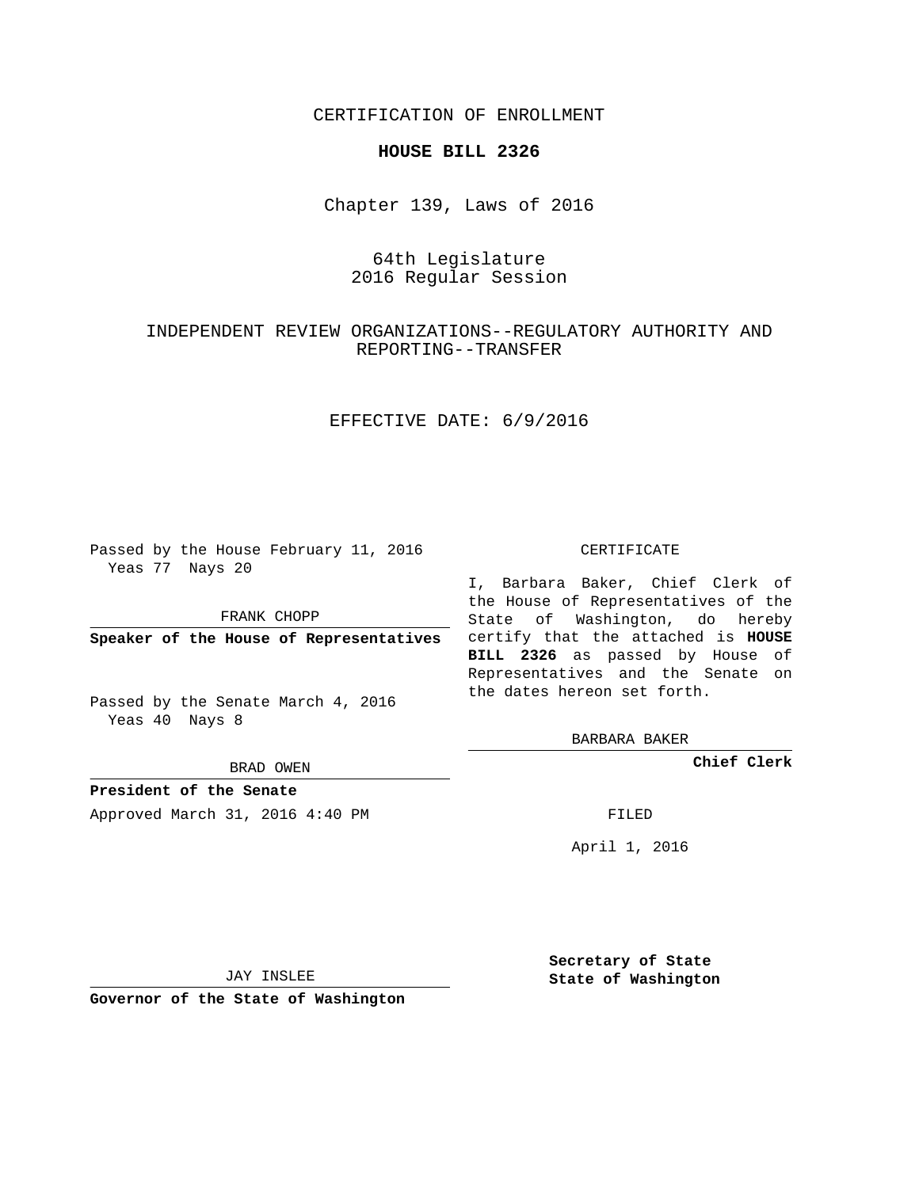CERTIFICATION OF ENROLLMENT

**HOUSE BILL 2326**

Chapter 139, Laws of 2016

64th Legislature
2016 Regular Session

INDEPENDENT REVIEW ORGANIZATIONS--REGULATORY AUTHORITY AND REPORTING--TRANSFER

EFFECTIVE DATE: 6/9/2016

Passed by the House February 11, 2016
Yeas 77 Nays 20

FRANK CHOPP

**Speaker of the House of Representatives**

Passed by the Senate March 4, 2016
Yeas 40 Nays 8

BRAD OWEN

**President of the Senate**

Approved March 31, 2016 4:40 PM

JAY INSLEE

**Governor of the State of Washington**

CERTIFICATE

I, Barbara Baker, Chief Clerk of the House of Representatives of the State of Washington, do hereby certify that the attached is **HOUSE BILL 2326** as passed by House of Representatives and the Senate on the dates hereon set forth.

BARBARA BAKER

**Chief Clerk**

FILED

April 1, 2016

**Secretary of State**
**State of Washington**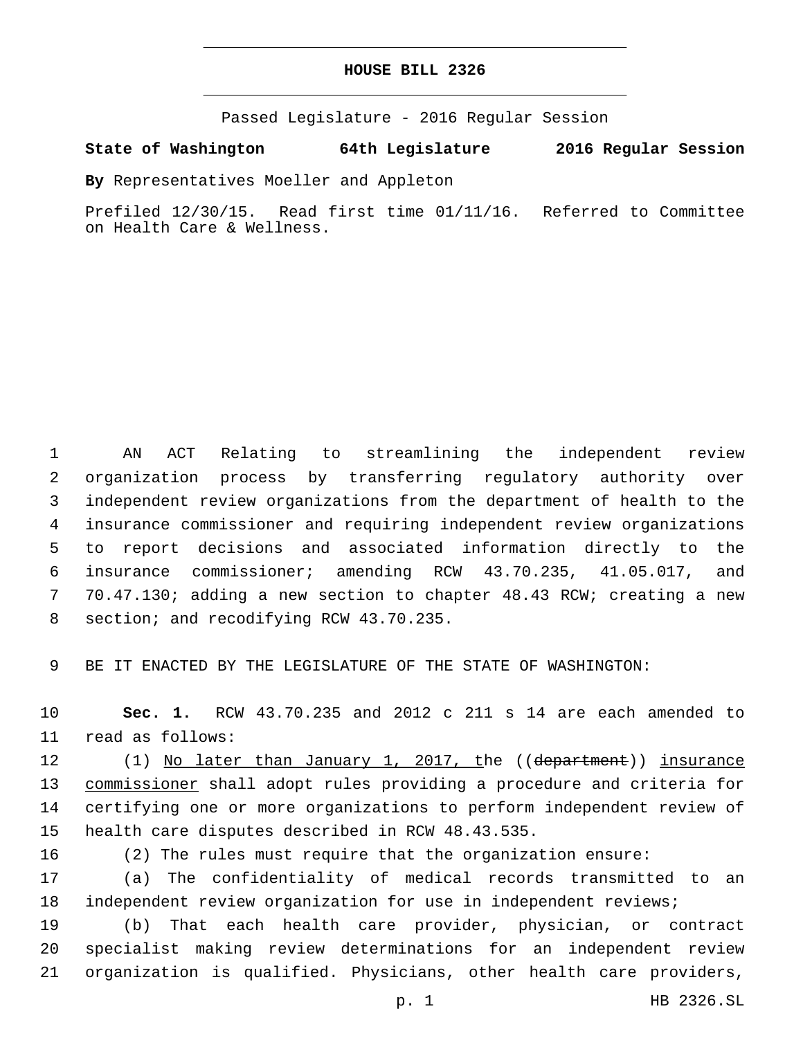# HOUSE BILL 2326

Passed Legislature - 2016 Regular Session

**State of Washington 64th Legislature 2016 Regular Session**

**By** Representatives Moeller and Appleton

Prefiled 12/30/15. Read first time 01/11/16. Referred to Committee on Health Care & Wellness.

AN ACT Relating to streamlining the independent review organization process by transferring regulatory authority over independent review organizations from the department of health to the insurance commissioner and requiring independent review organizations to report decisions and associated information directly to the insurance commissioner; amending RCW 43.70.235, 41.05.017, and 70.47.130; adding a new section to chapter 48.43 RCW; creating a new section; and recodifying RCW 43.70.235.

BE IT ENACTED BY THE LEGISLATURE OF THE STATE OF WASHINGTON:

**Sec. 1.** RCW 43.70.235 and 2012 c 211 s 14 are each amended to read as follows:

(1) <u>No later than January 1, 2017, t</u>he ((~~department~~)) <u>insurance commissioner</u> shall adopt rules providing a procedure and criteria for certifying one or more organizations to perform independent review of health care disputes described in RCW 48.43.535.

(2) The rules must require that the organization ensure:

(a) The confidentiality of medical records transmitted to an independent review organization for use in independent reviews;

(b) That each health care provider, physician, or contract specialist making review determinations for an independent review organization is qualified. Physicians, other health care providers,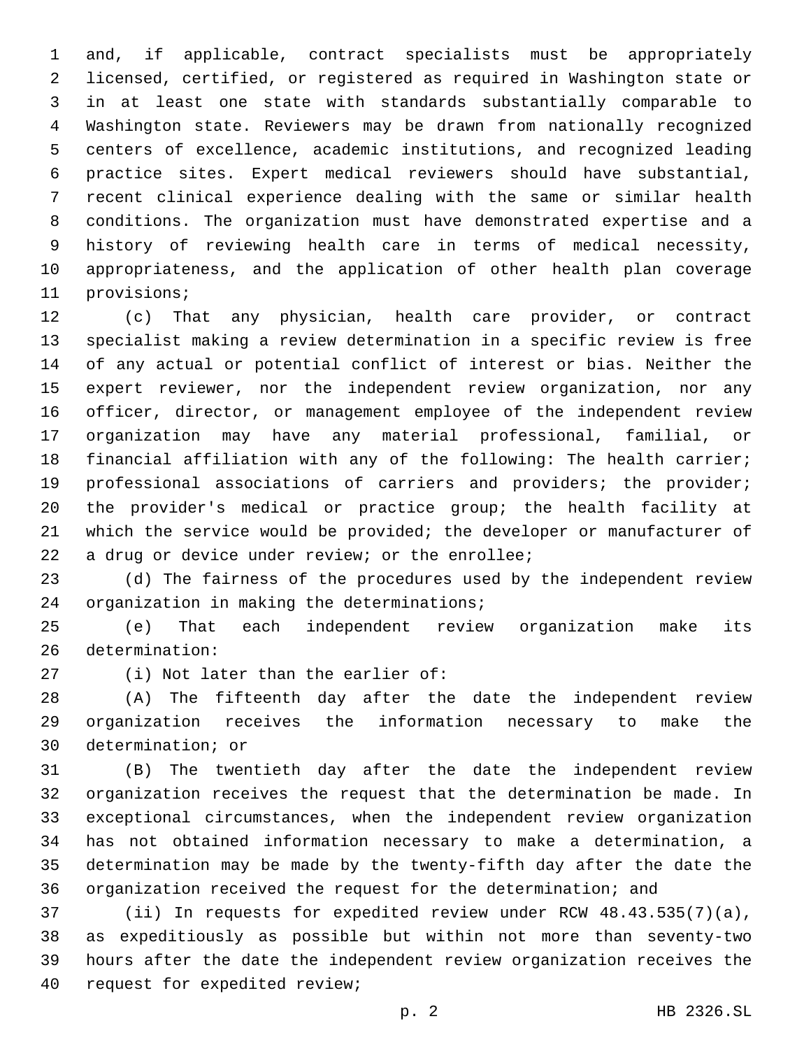and, if applicable, contract specialists must be appropriately licensed, certified, or registered as required in Washington state or in at least one state with standards substantially comparable to Washington state. Reviewers may be drawn from nationally recognized centers of excellence, academic institutions, and recognized leading practice sites. Expert medical reviewers should have substantial, recent clinical experience dealing with the same or similar health conditions. The organization must have demonstrated expertise and a history of reviewing health care in terms of medical necessity, appropriateness, and the application of other health plan coverage provisions;

(c) That any physician, health care provider, or contract specialist making a review determination in a specific review is free of any actual or potential conflict of interest or bias. Neither the expert reviewer, nor the independent review organization, nor any officer, director, or management employee of the independent review organization may have any material professional, familial, or financial affiliation with any of the following: The health carrier; professional associations of carriers and providers; the provider; the provider's medical or practice group; the health facility at which the service would be provided; the developer or manufacturer of a drug or device under review; or the enrollee;

(d) The fairness of the procedures used by the independent review organization in making the determinations;

(e) That each independent review organization make its determination:

(i) Not later than the earlier of:

(A) The fifteenth day after the date the independent review organization receives the information necessary to make the determination; or

(B) The twentieth day after the date the independent review organization receives the request that the determination be made. In exceptional circumstances, when the independent review organization has not obtained information necessary to make a determination, a determination may be made by the twenty-fifth day after the date the organization received the request for the determination; and

(ii) In requests for expedited review under RCW 48.43.535(7)(a), as expeditiously as possible but within not more than seventy-two hours after the date the independent review organization receives the request for expedited review;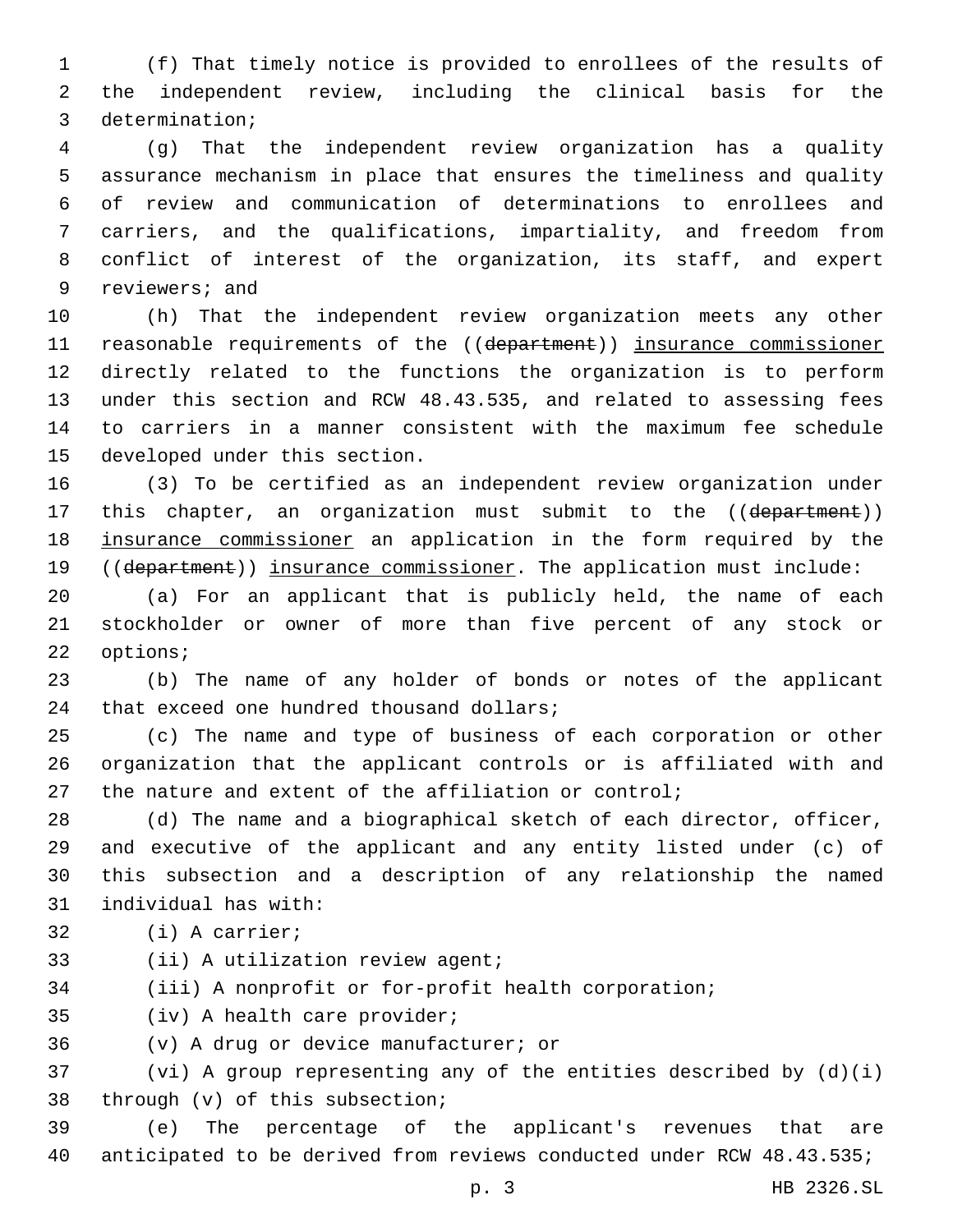(f) That timely notice is provided to enrollees of the results of the independent review, including the clinical basis for the determination;

(g) That the independent review organization has a quality assurance mechanism in place that ensures the timeliness and quality of review and communication of determinations to enrollees and carriers, and the qualifications, impartiality, and freedom from conflict of interest of the organization, its staff, and expert reviewers; and

(h) That the independent review organization meets any other reasonable requirements of the ((~~department~~)) <u>insurance commissioner</u> directly related to the functions the organization is to perform under this section and RCW 48.43.535, and related to assessing fees to carriers in a manner consistent with the maximum fee schedule developed under this section.

(3) To be certified as an independent review organization under this chapter, an organization must submit to the ((~~department~~)) <u>insurance commissioner</u> an application in the form required by the ((~~department~~)) <u>insurance commissioner</u>. The application must include:

(a) For an applicant that is publicly held, the name of each stockholder or owner of more than five percent of any stock or options;

(b) The name of any holder of bonds or notes of the applicant that exceed one hundred thousand dollars;

(c) The name and type of business of each corporation or other organization that the applicant controls or is affiliated with and the nature and extent of the affiliation or control;

(d) The name and a biographical sketch of each director, officer, and executive of the applicant and any entity listed under (c) of this subsection and a description of any relationship the named individual has with:

(i) A carrier;

(ii) A utilization review agent;

(iii) A nonprofit or for-profit health corporation;

(iv) A health care provider;

(v) A drug or device manufacturer; or

(vi) A group representing any of the entities described by (d)(i) through (v) of this subsection;

(e) The percentage of the applicant's revenues that are anticipated to be derived from reviews conducted under RCW 48.43.535;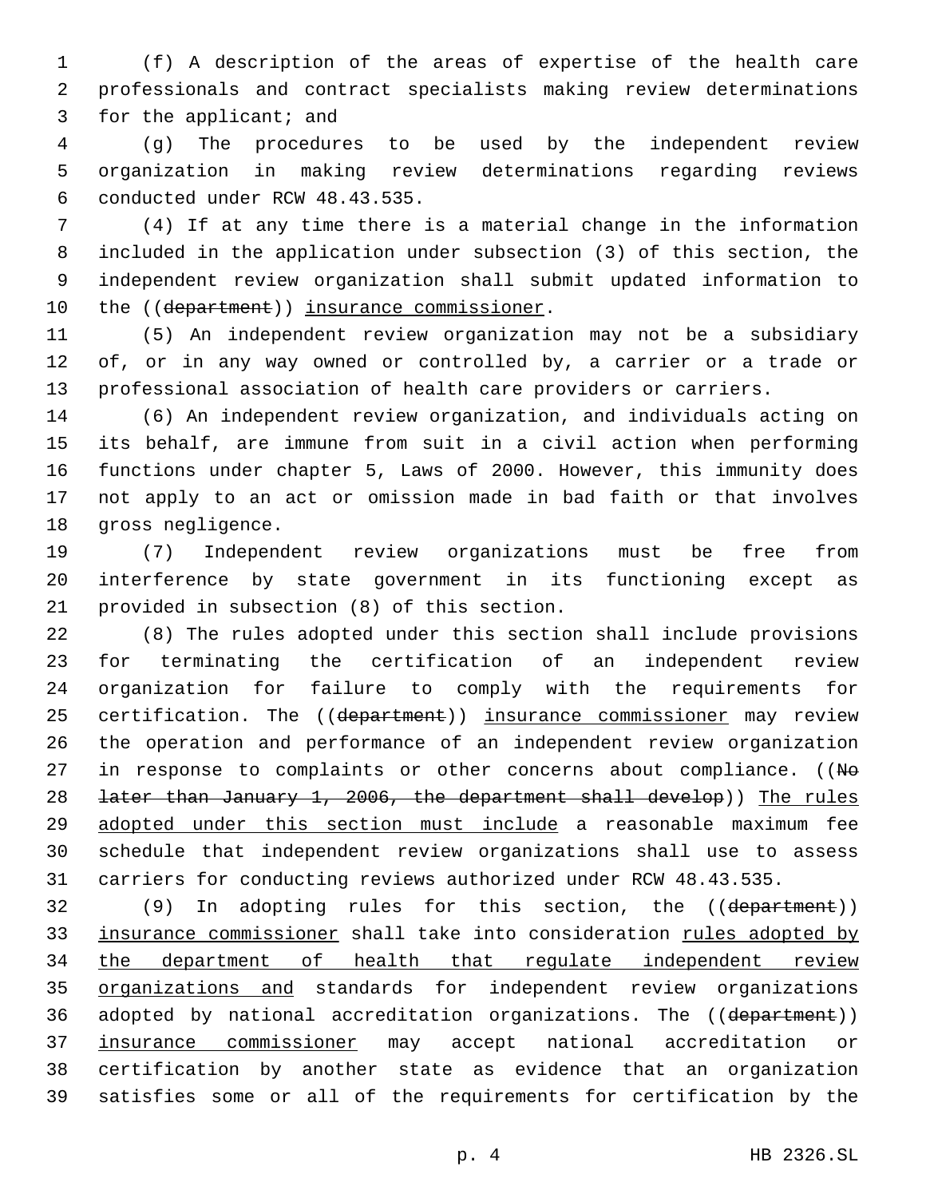(f) A description of the areas of expertise of the health care professionals and contract specialists making review determinations for the applicant; and

(g) The procedures to be used by the independent review organization in making review determinations regarding reviews conducted under RCW 48.43.535.

(4) If at any time there is a material change in the information included in the application under subsection (3) of this section, the independent review organization shall submit updated information to the ((~~department~~)) <u>insurance commissioner</u>.

(5) An independent review organization may not be a subsidiary of, or in any way owned or controlled by, a carrier or a trade or professional association of health care providers or carriers.

(6) An independent review organization, and individuals acting on its behalf, are immune from suit in a civil action when performing functions under chapter 5, Laws of 2000. However, this immunity does not apply to an act or omission made in bad faith or that involves gross negligence.

(7) Independent review organizations must be free from interference by state government in its functioning except as provided in subsection (8) of this section.

(8) The rules adopted under this section shall include provisions for terminating the certification of an independent review organization for failure to comply with the requirements for certification. The ((~~department~~)) <u>insurance commissioner</u> may review the operation and performance of an independent review organization in response to complaints or other concerns about compliance. ((~~No later than January 1, 2006, the department shall develop~~)) <u>The rules adopted under this section must include</u> a reasonable maximum fee schedule that independent review organizations shall use to assess carriers for conducting reviews authorized under RCW 48.43.535.

(9) In adopting rules for this section, the ((~~department~~)) <u>insurance commissioner</u> shall take into consideration <u>rules adopted by the department of health that regulate independent review organizations and</u> standards for independent review organizations adopted by national accreditation organizations. The ((~~department~~)) <u>insurance commissioner</u> may accept national accreditation or certification by another state as evidence that an organization satisfies some or all of the requirements for certification by the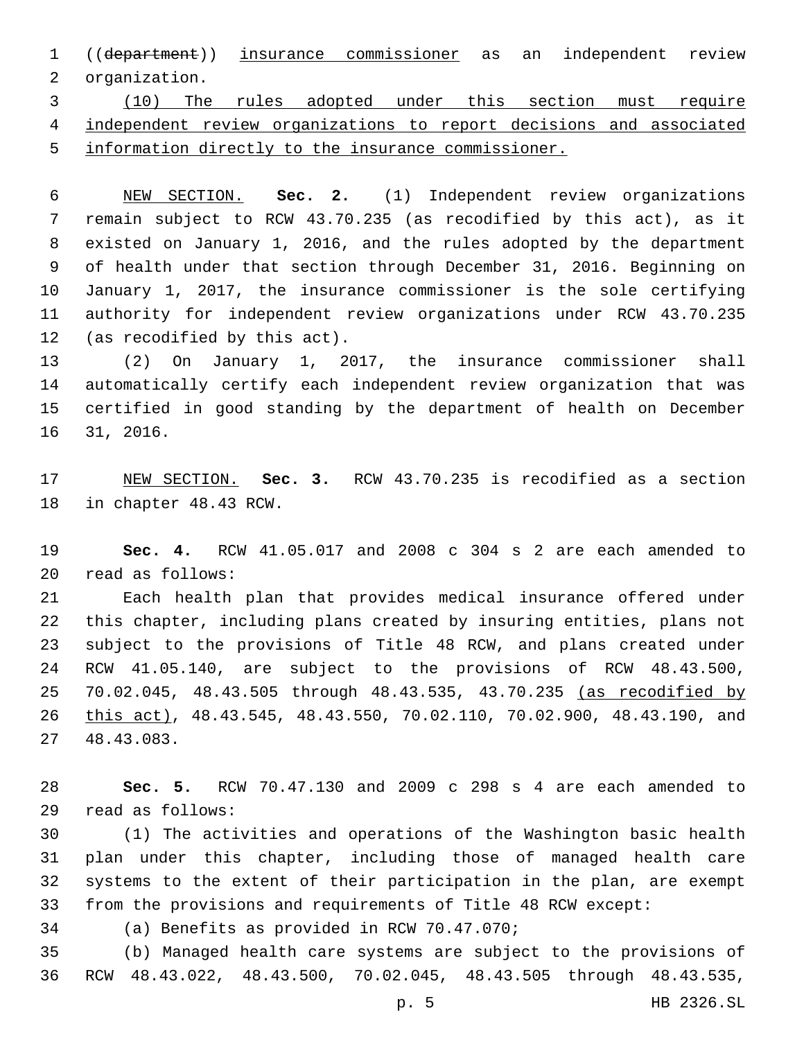((~~department~~)) insurance commissioner as an independent review organization.

(10) The rules adopted under this section must require independent review organizations to report decisions and associated information directly to the insurance commissioner.

NEW SECTION. **Sec. 2.** (1) Independent review organizations remain subject to RCW 43.70.235 (as recodified by this act), as it existed on January 1, 2016, and the rules adopted by the department of health under that section through December 31, 2016. Beginning on January 1, 2017, the insurance commissioner is the sole certifying authority for independent review organizations under RCW 43.70.235 (as recodified by this act).

(2) On January 1, 2017, the insurance commissioner shall automatically certify each independent review organization that was certified in good standing by the department of health on December 31, 2016.

NEW SECTION. **Sec. 3.** RCW 43.70.235 is recodified as a section in chapter 48.43 RCW.

**Sec. 4.** RCW 41.05.017 and 2008 c 304 s 2 are each amended to read as follows:

Each health plan that provides medical insurance offered under this chapter, including plans created by insuring entities, plans not subject to the provisions of Title 48 RCW, and plans created under RCW 41.05.140, are subject to the provisions of RCW 48.43.500, 70.02.045, 48.43.505 through 48.43.535, 43.70.235 (as recodified by this act), 48.43.545, 48.43.550, 70.02.110, 70.02.900, 48.43.190, and 48.43.083.

**Sec. 5.** RCW 70.47.130 and 2009 c 298 s 4 are each amended to read as follows:

(1) The activities and operations of the Washington basic health plan under this chapter, including those of managed health care systems to the extent of their participation in the plan, are exempt from the provisions and requirements of Title 48 RCW except:

(a) Benefits as provided in RCW 70.47.070;

(b) Managed health care systems are subject to the provisions of RCW 48.43.022, 48.43.500, 70.02.045, 48.43.505 through 48.43.535,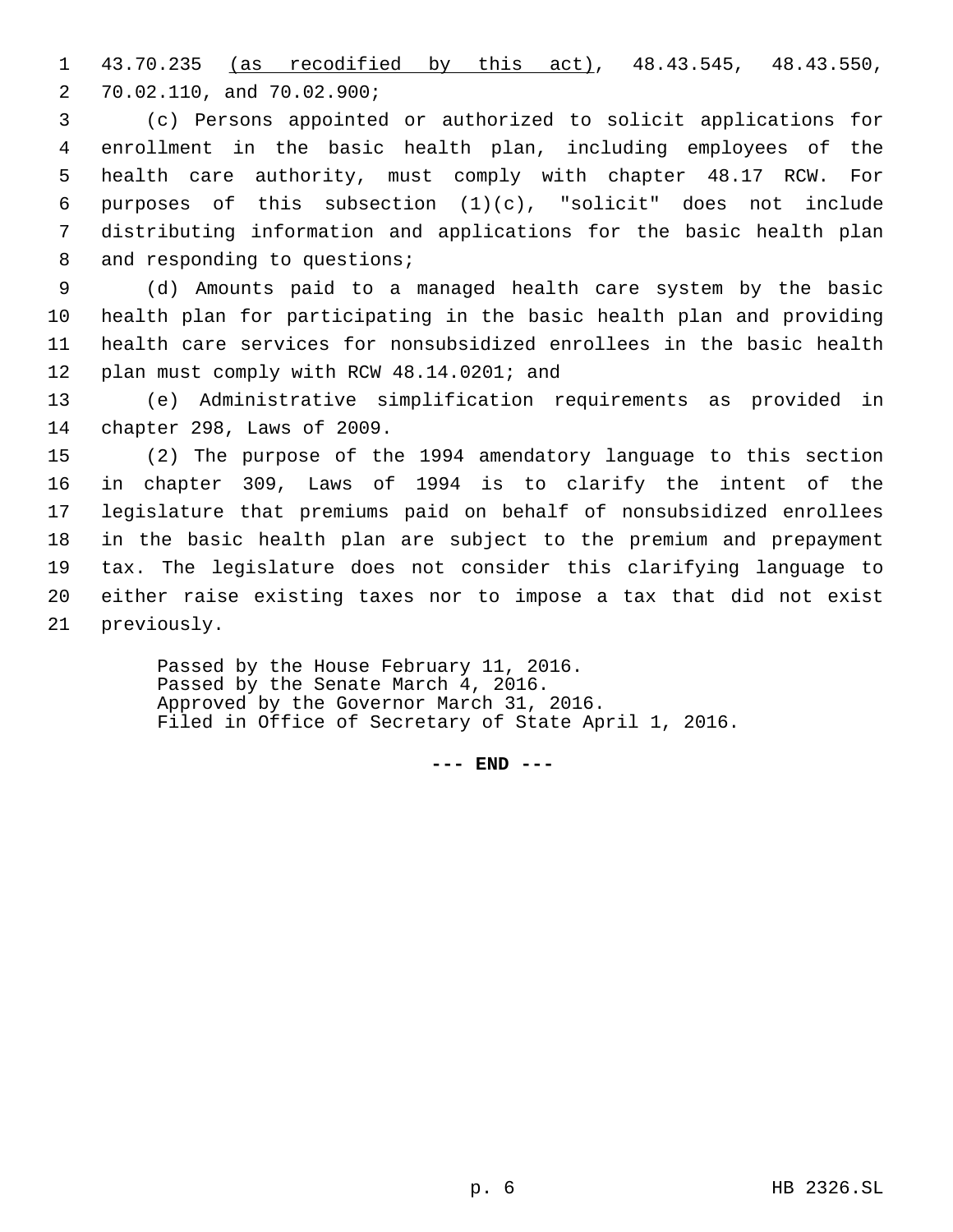43.70.235 <u>(as recodified by this act)</u>, 48.43.545, 48.43.550, 70.02.110, and 70.02.900;

(c) Persons appointed or authorized to solicit applications for enrollment in the basic health plan, including employees of the health care authority, must comply with chapter 48.17 RCW. For purposes of this subsection (1)(c), "solicit" does not include distributing information and applications for the basic health plan and responding to questions;

(d) Amounts paid to a managed health care system by the basic health plan for participating in the basic health plan and providing health care services for nonsubsidized enrollees in the basic health plan must comply with RCW 48.14.0201; and

(e) Administrative simplification requirements as provided in chapter 298, Laws of 2009.

(2) The purpose of the 1994 amendatory language to this section in chapter 309, Laws of 1994 is to clarify the intent of the legislature that premiums paid on behalf of nonsubsidized enrollees in the basic health plan are subject to the premium and prepayment tax. The legislature does not consider this clarifying language to either raise existing taxes nor to impose a tax that did not exist previously.

Passed by the House February 11, 2016.
Passed by the Senate March 4, 2016.
Approved by the Governor March 31, 2016.
Filed in Office of Secretary of State April 1, 2016.

**--- END ---**